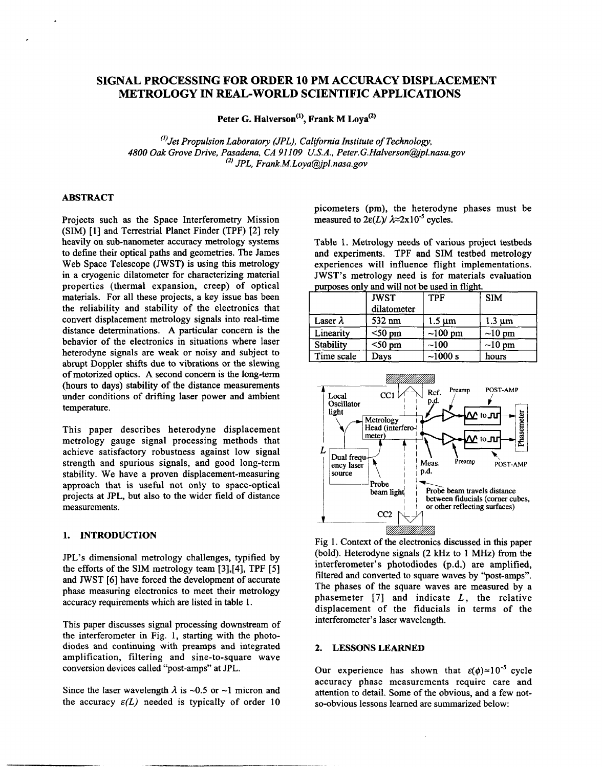# SIGNAL PROCESSING FOR ORDER 10 PM ACCURACY DISPLACEMENT METROLOGY IN REAL-WORLD SCIENTIFIC APPLICATIONS

**Peter G. Halverson[(1)], Frank M Loya[(2)]**

*[(1)]Jet Propulsion Laboratory (JPL), California Institute of Technology, 4800 Oak Grove Drive, Pasadena, CA 91109 U.S.A., Peter.G.Halverson@jpl.nasa.gov*
*[(2)] JPL, Frank.M.Loya@jpl.nasa.gov*

## ABSTRACT

Projects such as the Space Interferometry Mission (SIM) [1] and Terrestrial Planet Finder (TPF) [2] rely heavily on sub-nanometer accuracy metrology systems to define their optical paths and geometries. The James Webb Space Telescope (JWST) is using this metrology in a cryogenic dilatometer for characterizing material properties (thermal expansion, creep) of optical materials. For all these projects, a key issue has been the reliability and stability of the electronics that convert displacement metrology signals into real-time distance determinations. A particular concern is the behavior of the electronics in situations where laser heterodyne signals are weak or noisy and subject to abrupt Doppler shifts due to vibrations or the slewing of motorized optics. A second concern is the long-term (hours to days) stability of the distance measurements under conditions of drifting laser power and ambient temperature.

This paper describes heterodyne displacement metrology gauge signal processing methods that achieve satisfactory robustness against low signal strength and spurious signals, and good long-term stability. We have a proven displacement-measuring approach that is useful not only to space-optical projects at JPL, but also to the wider field of distance measurements.

## 1. INTRODUCTION

JPL's dimensional metrology challenges, typified by the efforts of the SIM metrology team [3],[4], TPF [5] and JWST [6] have forced the development of accurate phase measuring electronics to meet their metrology accuracy requirements which are listed in table 1.

This paper discusses signal processing downstream of the interferometer in Fig. 1, starting with the photodiodes and continuing with preamps and integrated amplification, filtering and sine-to-square wave conversion devices called "post-amps" at JPL.

Since the laser wavelength $\lambda$ is ~0.5 or ~1 micron and the accuracy $\varepsilon(L)$ needed is typically of order 10 picometers (pm), the heterodyne phases must be measured to $2\varepsilon(L)/\lambda \approx 2\text{x}10^{-5}$ cycles.

Table 1. Metrology needs of various project testbeds and experiments. TPF and SIM testbed metrology experiences will influence flight implementations. JWST's metrology need is for materials evaluation purposes only and will not be used in flight.

| | JWST dilatometer | TPF | SIM |
|---|---|---|---|
| Laser $\lambda$ | 532 nm | 1.5 µm | 1.3 µm |
| Linearity | <50 pm | ~100 pm | ~10 pm |
| Stability | <50 pm | ~100 | ~10 pm |
| Time scale | Days | ~1000 s | hours |

Local Oscillator light
CC1
Ref. p.d.
Preamp
POST-AMP
Metrology Head (interferometer)
to
Phasemeter
L
Dual frequency laser source
Meas. p.d.
Preamp
POST-AMP
Probe beam light
Probe beam travels distance between fiducials (corner cubes, or other reflecting surfaces)
CC2

Fig 1. Context of the electronics discussed in this paper (bold). Heterodyne signals (2 kHz to 1 MHz) from the interferometer's photodiodes (p.d.) are amplified, filtered and converted to square waves by "post-amps". The phases of the square waves are measured by a phasemeter [7] and indicate $L$, the relative displacement of the fiducials in terms of the interferometer's laser wavelength.

## 2. LESSONS LEARNED

Our experience has shown that $\varepsilon(\phi)\approx 10^{-5}$ cycle accuracy phase measurements require care and attention to detail. Some of the obvious, and a few not-so-obvious lessons learned are summarized below: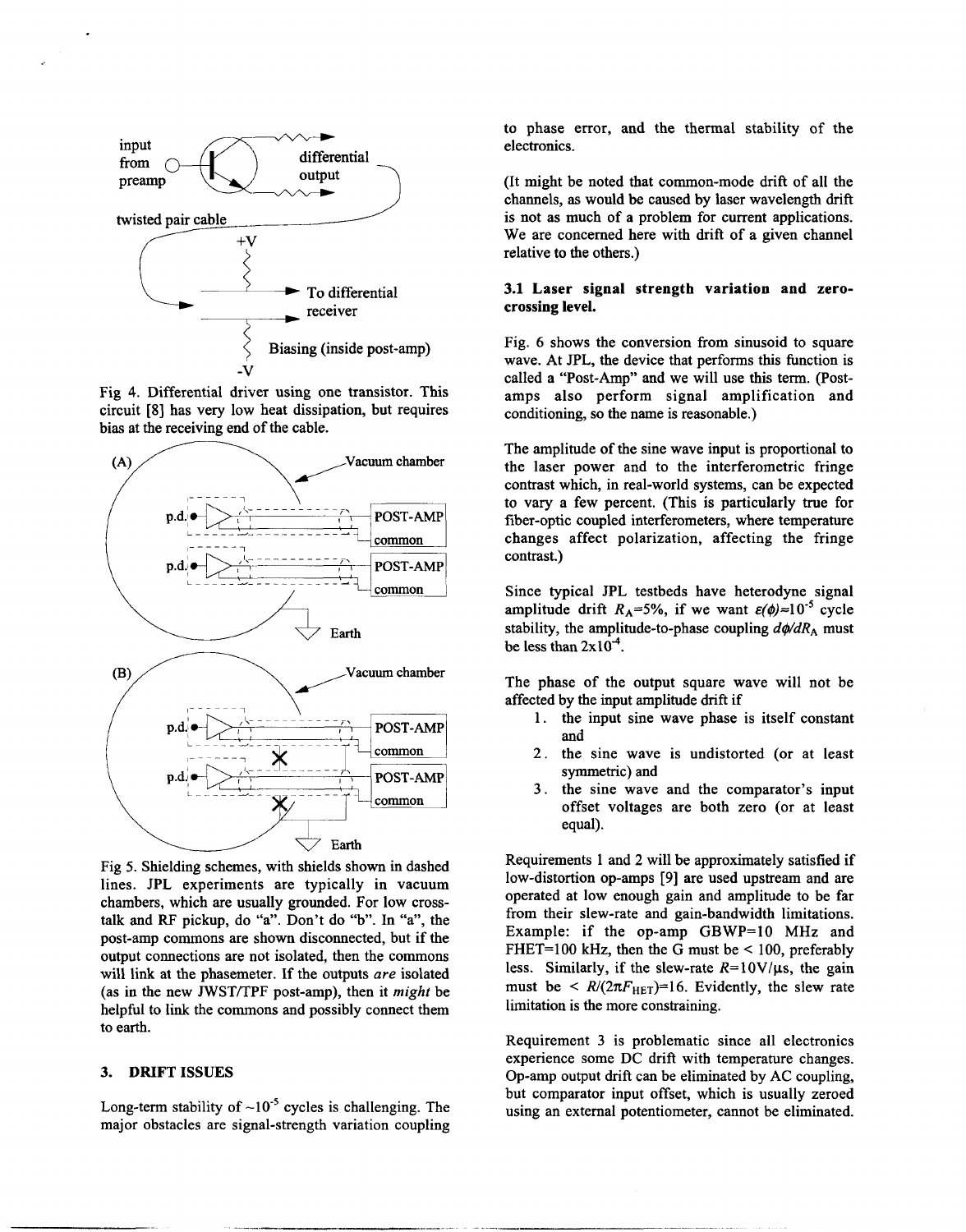input from preamp

differential output

twisted pair cable

+V

To differential receiver

Biasing (inside post-amp)

-V

Fig 4. Differential driver using one transistor. This circuit [8] has very low heat dissipation, but requires bias at the receiving end of the cable.

(A)

Vacuum chamber

p.d.

POST-AMP

common

p.d.

POST-AMP

common

Earth

(B)

Vacuum chamber

p.d.

POST-AMP

common

p.d.

POST-AMP

common

Earth

Fig 5. Shielding schemes, with shields shown in dashed lines. JPL experiments are typically in vacuum chambers, which are usually grounded. For low cross-talk and RF pickup, do "a". Don't do "b". In "a", the post-amp commons are shown disconnected, but if the output connections are not isolated, then the commons will link at the phasemeter. If the outputs *are* isolated (as in the new JWST/TPF post-amp), then it *might* be helpful to link the commons and possibly connect them to earth.

## 3. DRIFT ISSUES

Long-term stability of ~$10^{-5}$ cycles is challenging. The major obstacles are signal-strength variation coupling to phase error, and the thermal stability of the electronics.

(It might be noted that common-mode drift of all the channels, as would be caused by laser wavelength drift is not as much of a problem for current applications. We are concerned here with drift of a given channel relative to the others.)

### 3.1 Laser signal strength variation and zero-crossing level.

Fig. 6 shows the conversion from sinusoid to square wave. At JPL, the device that performs this function is called a "Post-Amp" and we will use this term. (Post-amps also perform signal amplification and conditioning, so the name is reasonable.)

The amplitude of the sine wave input is proportional to the laser power and to the interferometric fringe contrast which, in real-world systems, can be expected to vary a few percent. (This is particularly true for fiber-optic coupled interferometers, where temperature changes affect polarization, affecting the fringe contrast.)

Since typical JPL testbeds have heterodyne signal amplitude drift $R_A$=5%, if we want $\varepsilon(\phi)\approx10^{-5}$ cycle stability, the amplitude-to-phase coupling $d\phi/dR_A$ must be less than $2\times10^{-4}$.

The phase of the output square wave will not be affected by the input amplitude drift if

1. the input sine wave phase is itself constant and
2. the sine wave is undistorted (or at least symmetric) and
3. the sine wave and the comparator's input offset voltages are both zero (or at least equal).

Requirements 1 and 2 will be approximately satisfied if low-distortion op-amps [9] are used upstream and are operated at low enough gain and amplitude to be far from their slew-rate and gain-bandwidth limitations. Example: if the op-amp GBWP=10 MHz and FHET=100 kHz, then the G must be < 100, preferably less. Similarly, if the slew-rate $R$=10V/μs, the gain must be < $R/(2\pi F_{\text{HET}})$=16. Evidently, the slew rate limitation is the more constraining.

Requirement 3 is problematic since all electronics experience some DC drift with temperature changes. Op-amp output drift can be eliminated by AC coupling, but comparator input offset, which is usually zeroed using an external potentiometer, cannot be eliminated.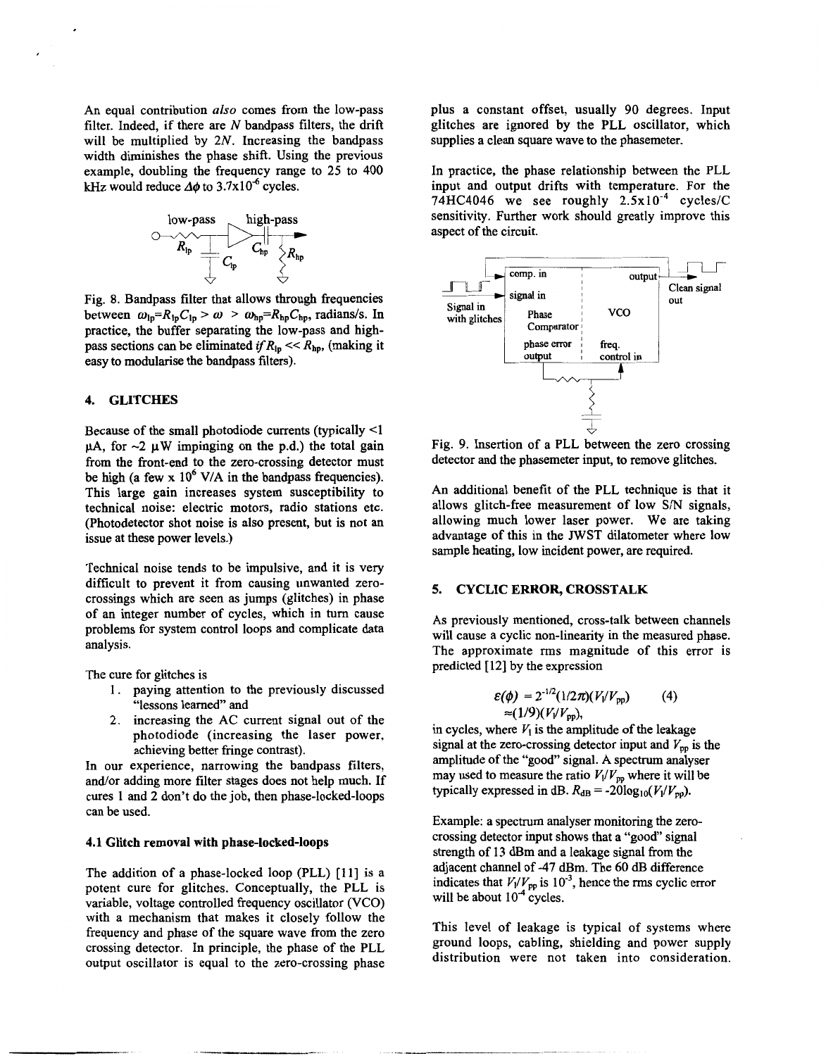An equal contribution *also* comes from the low-pass filter. Indeed, if there are $N$ bandpass filters, the drift will be multiplied by $2N$. Increasing the bandpass width diminishes the phase shift. Using the previous example, doubling the frequency range to 25 to 400 kHz would reduce $\Delta\phi$ to $3.7\times10^{-6}$ cycles.

low-pass

high-pass

$R_{lp}$

$C_{lp}$

$C_{hp}$

$R_{hp}$

Fig. 8. Bandpass filter that allows through frequencies between $\omega_{lp}=R_{lp}C_{lp} > \omega > \omega_{hp}=R_{hp}C_{hp}$, radians/s. In practice, the buffer separating the low-pass and high-pass sections can be eliminated *if* $R_{lp} << R_{hp}$, (making it easy to modularise the bandpass filters).

## 4. GLITCHES

Because of the small photodiode currents (typically <1 μA, for ~2 μW impinging on the p.d.) the total gain from the front-end to the zero-crossing detector must be high (a few x $10^6$ V/A in the bandpass frequencies). This large gain increases system susceptibility to technical noise: electric motors, radio stations etc. (Photodetector shot noise is also present, but is not an issue at these power levels.)

Technical noise tends to be impulsive, and it is very difficult to prevent it from causing unwanted zero-crossings which are seen as jumps (glitches) in phase of an integer number of cycles, which in turn cause problems for system control loops and complicate data analysis.

The cure for glitches is

1. paying attention to the previously discussed "lessons learned" and
2. increasing the AC current signal out of the photodiode (increasing the laser power, achieving better fringe contrast).

In our experience, narrowing the bandpass filters, and/or adding more filter stages does not help much. If cures 1 and 2 don't do the job, then phase-locked-loops can be used.

### 4.1 Glitch removal with phase-locked-loops

The addition of a phase-locked loop (PLL) [11] is a potent cure for glitches. Conceptually, the PLL is variable, voltage controlled frequency oscillator (VCO) with a mechanism that makes it closely follow the frequency and phase of the square wave from the zero crossing detector. In principle, the phase of the PLL output oscillator is equal to the zero-crossing phase plus a constant offset, usually 90 degrees. Input glitches are ignored by the PLL oscillator, which supplies a clean square wave to the phasemeter.

In practice, the phase relationship between the PLL input and output drifts with temperature. For the 74HC4046 we see roughly $2.5\times10^{-4}$ cycles/C sensitivity. Further work should greatly improve this aspect of the circuit.

comp. in

signal in

Signal in with glitches

Phase Comparator

phase error output

output

VCO

freq. control in

Clean signal out

Fig. 9. Insertion of a PLL between the zero crossing detector and the phasemeter input, to remove glitches.

An additional benefit of the PLL technique is that it allows glitch-free measurement of low S/N signals, allowing much lower laser power. We are taking advantage of this in the JWST dilatometer where low sample heating, low incident power, are required.

## 5. CYCLIC ERROR, CROSSTALK

As previously mentioned, cross-talk between channels will cause a cyclic non-linearity in the measured phase. The approximate rms magnitude of this error is predicted [12] by the expression

$$\varepsilon(\phi) = 2^{-1/2}(1/2\pi)(V_l/V_{pp}) \approx (1/9)(V_l/V_{pp}), \qquad (4)$$

in cycles, where $V_l$ is the amplitude of the leakage signal at the zero-crossing detector input and $V_{pp}$ is the amplitude of the "good" signal. A spectrum analyser may used to measure the ratio $V_l/V_{pp}$ where it will be typically expressed in dB. $R_{dB} = -20\log_{10}(V_l/V_{pp})$.

Example: a spectrum analyser monitoring the zero-crossing detector input shows that a "good" signal strength of 13 dBm and a leakage signal from the adjacent channel of -47 dBm. The 60 dB difference indicates that $V_l/V_{pp}$ is $10^{-3}$, hence the rms cyclic error will be about $10^{-4}$ cycles.

This level of leakage is typical of systems where ground loops, cabling, shielding and power supply distribution were not taken into consideration.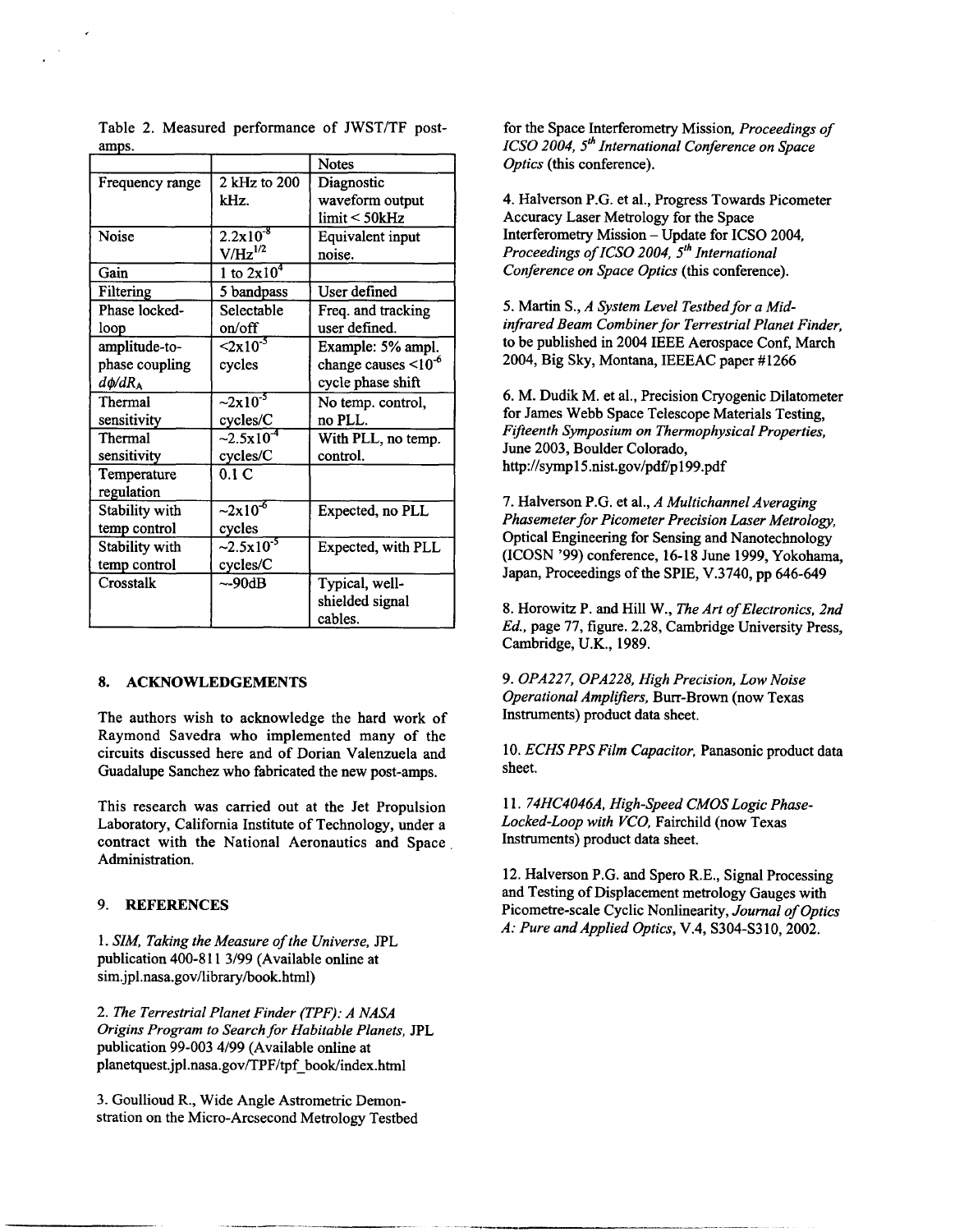Table 2. Measured performance of JWST/TF post-amps.

| | | Notes |
|---|---|---|
| Frequency range | 2 kHz to 200 kHz. | Diagnostic waveform output limit < 50kHz |
| Noise | $2.2x10^{-8}$ $V/Hz^{1/2}$ | Equivalent input noise. |
| Gain | 1 to $2x10^4$ | |
| Filtering | 5 bandpass | User defined |
| Phase locked-loop | Selectable on/off | Freq. and tracking user defined. |
| amplitude-to-phase coupling $d\phi/dR_A$ | $<2x10^{-5}$ cycles | Example: 5% ampl. change causes $<10^{-6}$ cycle phase shift |
| Thermal sensitivity | $\sim 2x10^{-5}$ cycles/C | No temp. control, no PLL. |
| Thermal sensitivity | $\sim 2.5x10^{-4}$ cycles/C | With PLL, no temp. control. |
| Temperature regulation | 0.1 C | |
| Stability with temp control | $\sim 2x10^{-6}$ cycles | Expected, no PLL |
| Stability with temp control | $\sim 2.5x10^{-5}$ cycles/C | Expected, with PLL |
| Crosstalk | ~-90dB | Typical, well-shielded signal cables. |

## 8. ACKNOWLEDGEMENTS

The authors wish to acknowledge the hard work of Raymond Savedra who implemented many of the circuits discussed here and of Dorian Valenzuela and Guadalupe Sanchez who fabricated the new post-amps.

This research was carried out at the Jet Propulsion Laboratory, California Institute of Technology, under a contract with the National Aeronautics and Space Administration.

## 9. REFERENCES

1. *SIM, Taking the Measure of the Universe,* JPL publication 400-811 3/99 (Available online at sim.jpl.nasa.gov/library/book.html)

2. *The Terrestrial Planet Finder (TPF): A NASA Origins Program to Search for Habitable Planets,* JPL publication 99-003 4/99 (Available online at planetquest.jpl.nasa.gov/TPF/tpf_book/index.html

3. Goullioud R., Wide Angle Astrometric Demonstration on the Micro-Arcsecond Metrology Testbed for the Space Interferometry Mission, *Proceedings of ICSO 2004, 5th International Conference on Space Optics* (this conference).

4. Halverson P.G. et al., Progress Towards Picometer Accuracy Laser Metrology for the Space Interferometry Mission – Update for ICSO 2004, *Proceedings of ICSO 2004, 5th International Conference on Space Optics* (this conference).

5. Martin S., *A System Level Testbed for a Mid-infrared Beam Combiner for Terrestrial Planet Finder,* to be published in 2004 IEEE Aerospace Conf, March 2004, Big Sky, Montana, IEEEAC paper #1266

6. M. Dudik M. et al., Precision Cryogenic Dilatometer for James Webb Space Telescope Materials Testing, *Fifteenth Symposium on Thermophysical Properties,* June 2003, Boulder Colorado, http://symp15.nist.gov/pdf/p199.pdf

7. Halverson P.G. et al., *A Multichannel Averaging Phasemeter for Picometer Precision Laser Metrology,* Optical Engineering for Sensing and Nanotechnology (ICOSN '99) conference, 16-18 June 1999, Yokohama, Japan, Proceedings of the SPIE, V.3740, pp 646-649

8. Horowitz P. and Hill W., *The Art of Electronics, 2nd Ed.,* page 77, figure. 2.28, Cambridge University Press, Cambridge, U.K., 1989.

9. *OPA227, OPA228, High Precision, Low Noise Operational Amplifiers,* Burr-Brown (now Texas Instruments) product data sheet.

10. *ECHS PPS Film Capacitor,* Panasonic product data sheet.

11. *74HC4046A, High-Speed CMOS Logic Phase-Locked-Loop with VCO,* Fairchild (now Texas Instruments) product data sheet.

12. Halverson P.G. and Spero R.E., Signal Processing and Testing of Displacement metrology Gauges with Picometre-scale Cyclic Nonlinearity, *Journal of Optics A: Pure and Applied Optics,* V.4, S304-S310, 2002.